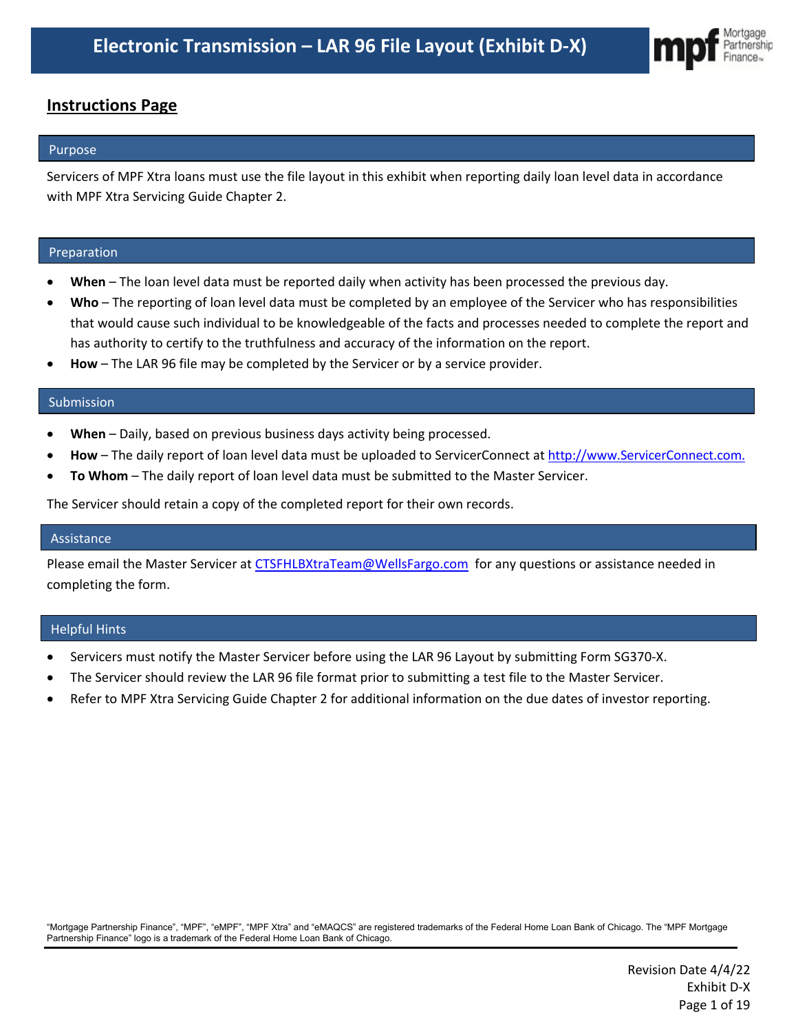# Electronic Transmission – LAR 96 File Layout (Exhibit D-X)

## Instructions Page

### Purpose

Servicers of MPF Xtra loans must use the file layout in this exhibit when reporting daily loan level data in accordance with MPF Xtra Servicing Guide Chapter 2.

### Preparation

- **When** – The loan level data must be reported daily when activity has been processed the previous day.
- **Who** – The reporting of loan level data must be completed by an employee of the Servicer who has responsibilities that would cause such individual to be knowledgeable of the facts and processes needed to complete the report and has authority to certify to the truthfulness and accuracy of the information on the report.
- **How** – The LAR 96 file may be completed by the Servicer or by a service provider.

### Submission

- **When** – Daily, based on previous business days activity being processed.
- **How** – The daily report of loan level data must be uploaded to ServicerConnect at http://www.ServicerConnect.com.
- **To Whom** – The daily report of loan level data must be submitted to the Master Servicer.

The Servicer should retain a copy of the completed report for their own records.

### Assistance

Please email the Master Servicer at CTSFHLBXtraTeam@WellsFargo.com for any questions or assistance needed in completing the form.

### Helpful Hints

- Servicers must notify the Master Servicer before using the LAR 96 Layout by submitting Form SG370-X.
- The Servicer should review the LAR 96 file format prior to submitting a test file to the Master Servicer.
- Refer to MPF Xtra Servicing Guide Chapter 2 for additional information on the due dates of investor reporting.

"Mortgage Partnership Finance", "MPF", "eMPF", "MPF Xtra" and "eMAQCS" are registered trademarks of the Federal Home Loan Bank of Chicago. The "MPF Mortgage Partnership Finance" logo is a trademark of the Federal Home Loan Bank of Chicago.

Revision Date 4/4/22
Exhibit D-X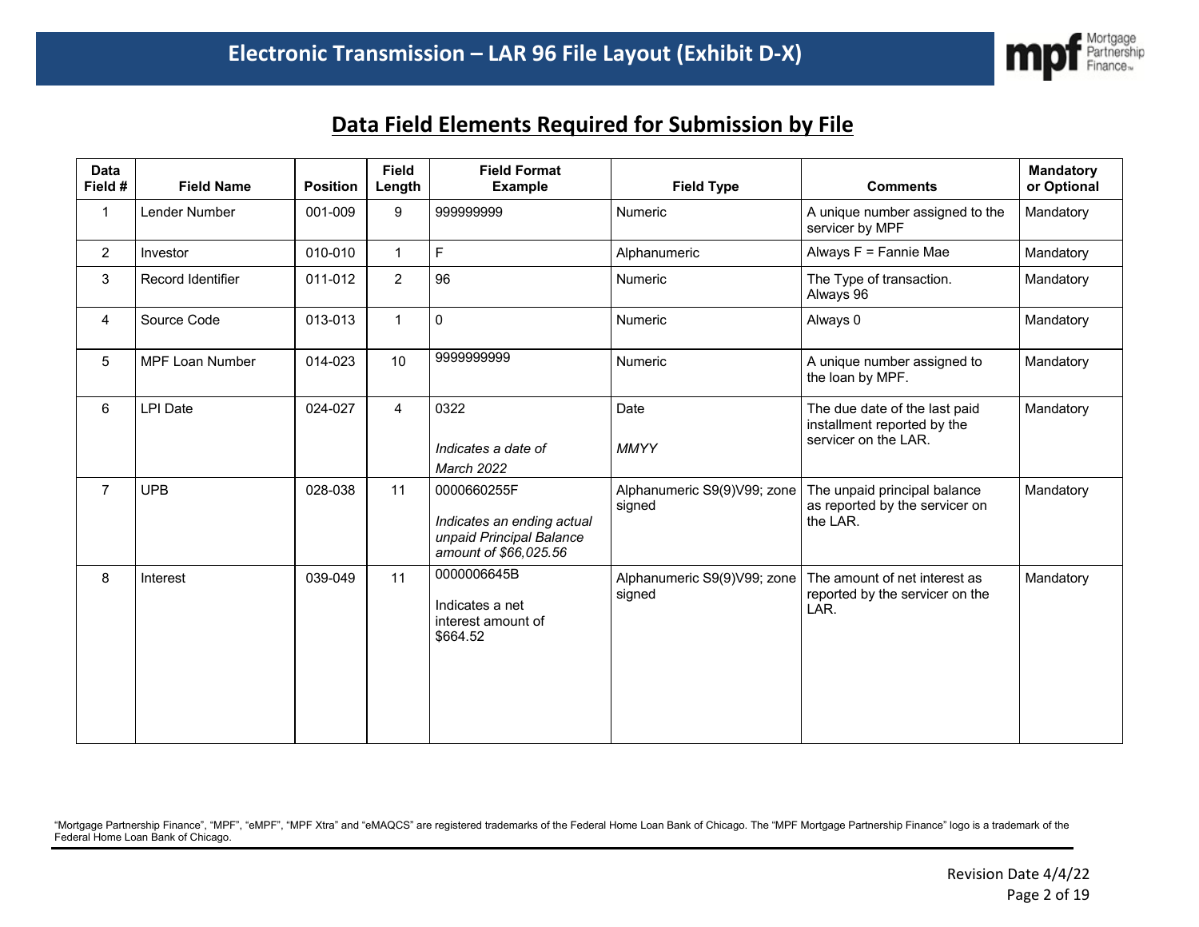# Electronic Transmission – LAR 96 File Layout (Exhibit D-X)

## Data Field Elements Required for Submission by File

| Data Field # | Field Name | Position | Field Length | Field Format Example | Field Type | Comments | Mandatory or Optional |
|---|---|---|---|---|---|---|---|
| 1 | Lender Number | 001-009 | 9 | 999999999 | Numeric | A unique number assigned to the servicer by MPF | Mandatory |
| 2 | Investor | 010-010 | 1 | F | Alphanumeric | Always F = Fannie Mae | Mandatory |
| 3 | Record Identifier | 011-012 | 2 | 96 | Numeric | The Type of transaction. Always 96 | Mandatory |
| 4 | Source Code | 013-013 | 1 | 0 | Numeric | Always 0 | Mandatory |
| 5 | MPF Loan Number | 014-023 | 10 | 9999999999 | Numeric | A unique number assigned to the loan by MPF. | Mandatory |
| 6 | LPI Date | 024-027 | 4 | 0322<br><br>*Indicates a date of March 2022* | Date<br><br>*MMYY* | The due date of the last paid installment reported by the servicer on the LAR. | Mandatory |
| 7 | UPB | 028-038 | 11 | 0000660255F<br><br>*Indicates an ending actual unpaid Principal Balance amount of $66,025.56* | Alphanumeric S9(9)V99; zone signed | The unpaid principal balance as reported by the servicer on the LAR. | Mandatory |
| 8 | Interest | 039-049 | 11 | 0000006645B<br><br>Indicates a net interest amount of $664.52 | Alphanumeric S9(9)V99; zone signed | The amount of net interest as reported by the servicer on the LAR. | Mandatory |

"Mortgage Partnership Finance", "MPF", "eMPF", "MPF Xtra" and "eMAQCS" are registered trademarks of the Federal Home Loan Bank of Chicago. The "MPF Mortgage Partnership Finance" logo is a trademark of the Federal Home Loan Bank of Chicago.

Revision Date 4/4/22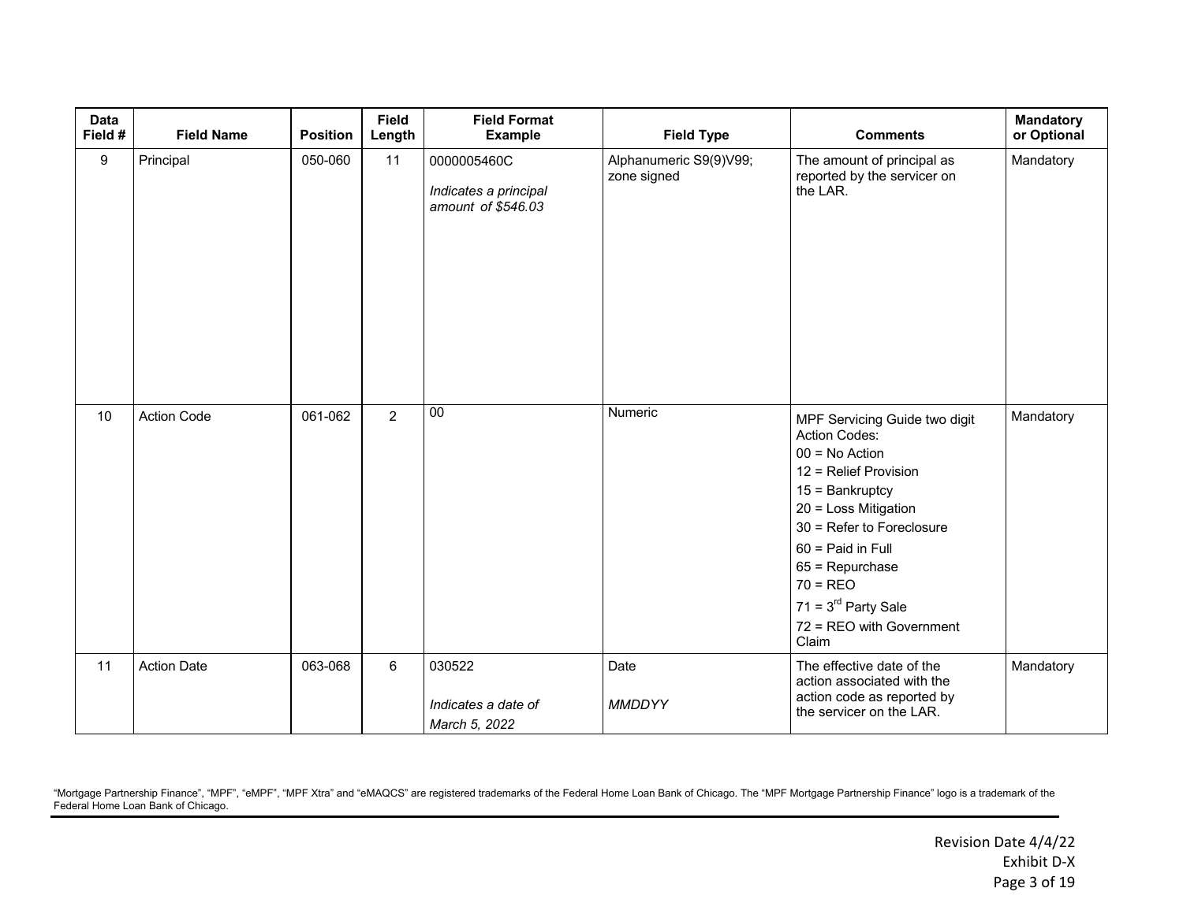| Data Field # | Field Name | Position | Field Length | Field Format Example | Field Type | Comments | Mandatory or Optional |
|---|---|---|---|---|---|---|---|
| 9 | Principal | 050-060 | 11 | 0000005460C<br><br>*Indicates a principal amount of $546.03* | Alphanumeric S9(9)V99; zone signed | The amount of principal as reported by the servicer on the LAR. | Mandatory |
| 10 | Action Code | 061-062 | 2 | 00 | Numeric | MPF Servicing Guide two digit Action Codes:<br>00 = No Action<br>12 = Relief Provision<br>15 = Bankruptcy<br>20 = Loss Mitigation<br>30 = Refer to Foreclosure<br>60 = Paid in Full<br>65 = Repurchase<br>70 = REO<br>71 = 3rd Party Sale<br>72 = REO with Government Claim | Mandatory |
| 11 | Action Date | 063-068 | 6 | 030522<br><br>*Indicates a date of March 5, 2022* | Date<br><br>*MMDDYY* | The effective date of the action associated with the action code as reported by the servicer on the LAR. | Mandatory |

"Mortgage Partnership Finance", "MPF", "eMPF", "MPF Xtra" and "eMAQCS" are registered trademarks of the Federal Home Loan Bank of Chicago. The "MPF Mortgage Partnership Finance" logo is a trademark of the Federal Home Loan Bank of Chicago.

Revision Date 4/4/22
Exhibit D-X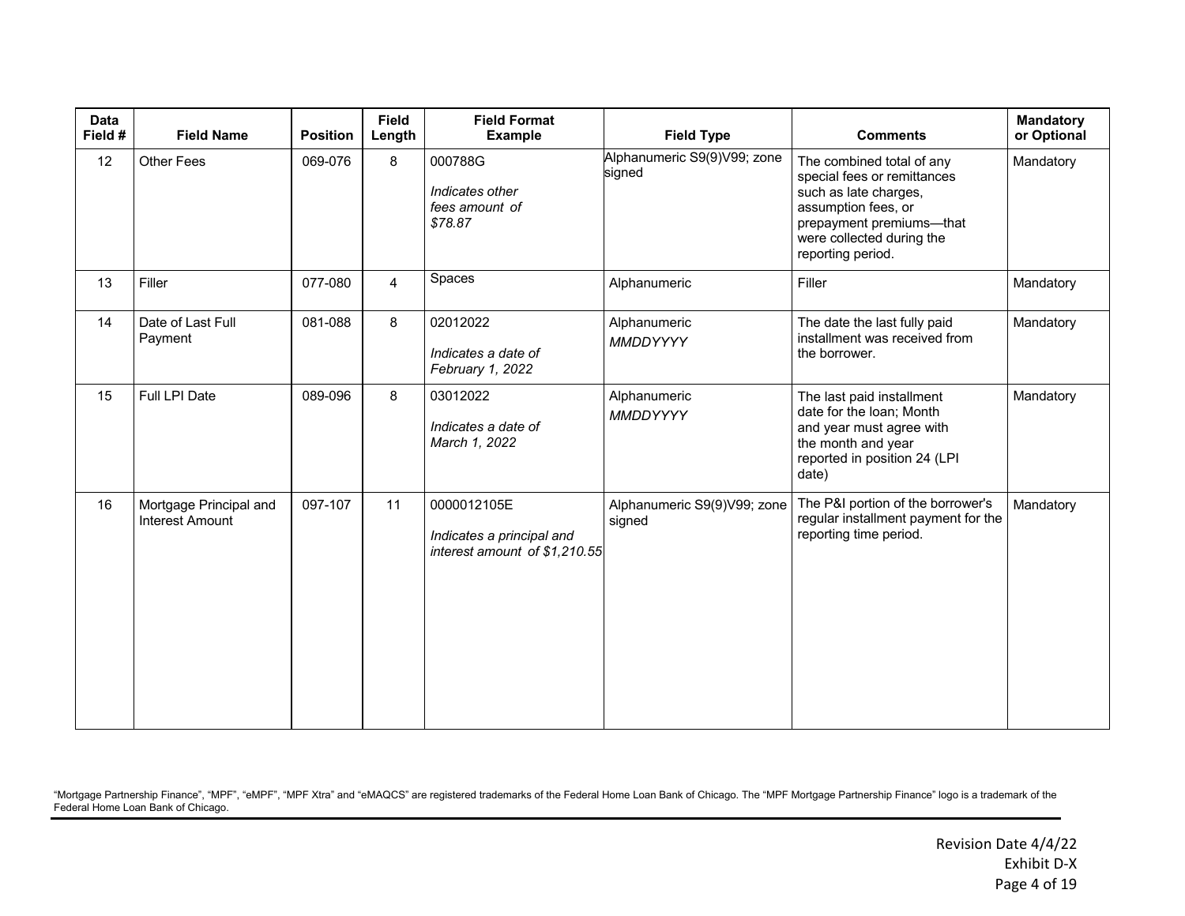| Data Field # | Field Name | Position | Field Length | Field Format Example | Field Type | Comments | Mandatory or Optional |
|---|---|---|---|---|---|---|---|
| 12 | Other Fees | 069-076 | 8 | 000788G<br><br>*Indicates other fees amount of $78.87* | Alphanumeric S9(9)V99; zone signed | The combined total of any special fees or remittances such as late charges, assumption fees, or prepayment premiums—that were collected during the reporting period. | Mandatory |
| 13 | Filler | 077-080 | 4 | Spaces | Alphanumeric | Filler | Mandatory |
| 14 | Date of Last Full Payment | 081-088 | 8 | 02012022<br><br>*Indicates a date of February 1, 2022* | Alphanumeric<br>*MMDDYYYY* | The date the last fully paid installment was received from the borrower. | Mandatory |
| 15 | Full LPI Date | 089-096 | 8 | 03012022<br><br>*Indicates a date of March 1, 2022* | Alphanumeric<br>*MMDDYYYY* | The last paid installment date for the loan; Month and year must agree with the month and year reported in position 24 (LPI date) | Mandatory |
| 16 | Mortgage Principal and Interest Amount | 097-107 | 11 | 0000012105E<br><br>*Indicates a principal and interest amount of $1,210.55* | Alphanumeric S9(9)V99; zone signed | The P&I portion of the borrower's regular installment payment for the reporting time period. | Mandatory |

"Mortgage Partnership Finance", "MPF", "eMPF", "MPF Xtra" and "eMAQCS" are registered trademarks of the Federal Home Loan Bank of Chicago. The "MPF Mortgage Partnership Finance" logo is a trademark of the Federal Home Loan Bank of Chicago.

Revision Date 4/4/22
Exhibit D-X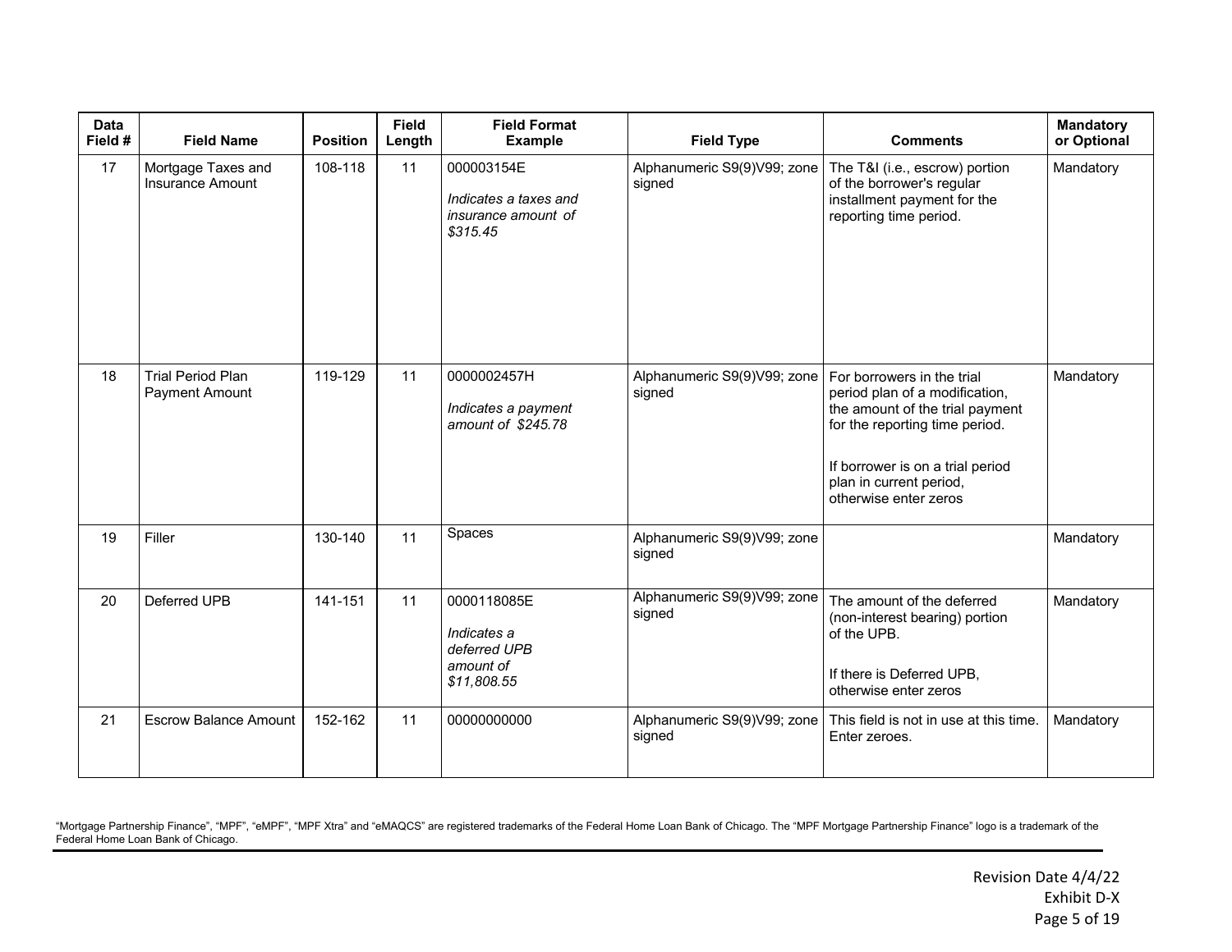| Data Field # | Field Name | Position | Field Length | Field Format Example | Field Type | Comments | Mandatory or Optional |
|---|---|---|---|---|---|---|---|
| 17 | Mortgage Taxes and Insurance Amount | 108-118 | 11 | 000003154E<br><br>*Indicates a taxes and insurance amount of $315.45* | Alphanumeric S9(9)V99; zone signed | The T&I (i.e., escrow) portion of the borrower's regular installment payment for the reporting time period. | Mandatory |
| 18 | Trial Period Plan Payment Amount | 119-129 | 11 | 0000002457H<br><br>*Indicates a payment amount of $245.78* | Alphanumeric S9(9)V99; zone signed | For borrowers in the trial period plan of a modification, the amount of the trial payment for the reporting time period.<br><br>If borrower is on a trial period plan in current period, otherwise enter zeros | Mandatory |
| 19 | Filler | 130-140 | 11 | Spaces | Alphanumeric S9(9)V99; zone signed | | Mandatory |
| 20 | Deferred UPB | 141-151 | 11 | 0000118085E<br><br>*Indicates a deferred UPB amount of $11,808.55* | Alphanumeric S9(9)V99; zone signed | The amount of the deferred (non-interest bearing) portion of the UPB.<br><br>If there is Deferred UPB, otherwise enter zeros | Mandatory |
| 21 | Escrow Balance Amount | 152-162 | 11 | 00000000000 | Alphanumeric S9(9)V99; zone signed | This field is not in use at this time. Enter zeroes. | Mandatory |

"Mortgage Partnership Finance", "MPF", "eMPF", "MPF Xtra" and "eMAQCS" are registered trademarks of the Federal Home Loan Bank of Chicago. The "MPF Mortgage Partnership Finance" logo is a trademark of the Federal Home Loan Bank of Chicago.

Revision Date 4/4/22
Exhibit D-X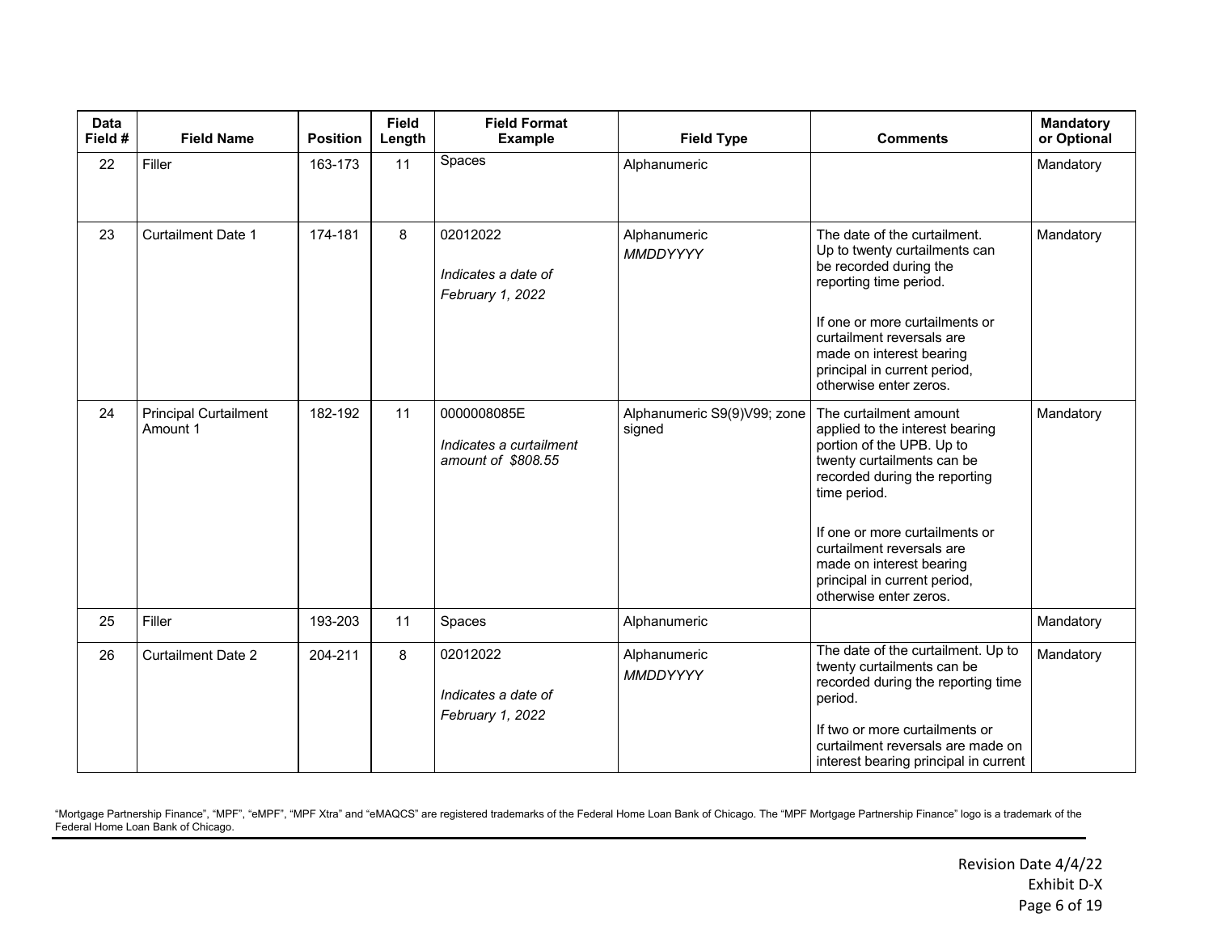| Data Field # | Field Name | Position | Field Length | Field Format Example | Field Type | Comments | Mandatory or Optional |
|---|---|---|---|---|---|---|---|
| 22 | Filler | 163-173 | 11 | Spaces | Alphanumeric | | Mandatory |
| 23 | Curtailment Date 1 | 174-181 | 8 | 02012022<br><br>*Indicates a date of February 1, 2022* | Alphanumeric<br>*MMDDYYYY* | The date of the curtailment. Up to twenty curtailments can be recorded during the reporting time period.<br><br>If one or more curtailments or curtailment reversals are made on interest bearing principal in current period, otherwise enter zeros. | Mandatory |
| 24 | Principal Curtailment Amount 1 | 182-192 | 11 | 0000008085E<br><br>*Indicates a curtailment amount of $808.55* | Alphanumeric S9(9)V99; zone signed | The curtailment amount applied to the interest bearing portion of the UPB. Up to twenty curtailments can be recorded during the reporting time period.<br><br>If one or more curtailments or curtailment reversals are made on interest bearing principal in current period, otherwise enter zeros. | Mandatory |
| 25 | Filler | 193-203 | 11 | Spaces | Alphanumeric | | Mandatory |
| 26 | Curtailment Date 2 | 204-211 | 8 | 02012022<br><br>*Indicates a date of February 1, 2022* | Alphanumeric<br>*MMDDYYYY* | The date of the curtailment. Up to twenty curtailments can be recorded during the reporting time period.<br><br>If two or more curtailments or curtailment reversals are made on interest bearing principal in current | Mandatory |

"Mortgage Partnership Finance", "MPF", "eMPF", "MPF Xtra" and "eMAQCS" are registered trademarks of the Federal Home Loan Bank of Chicago. The "MPF Mortgage Partnership Finance" logo is a trademark of the Federal Home Loan Bank of Chicago.

Revision Date 4/4/22
Exhibit D-X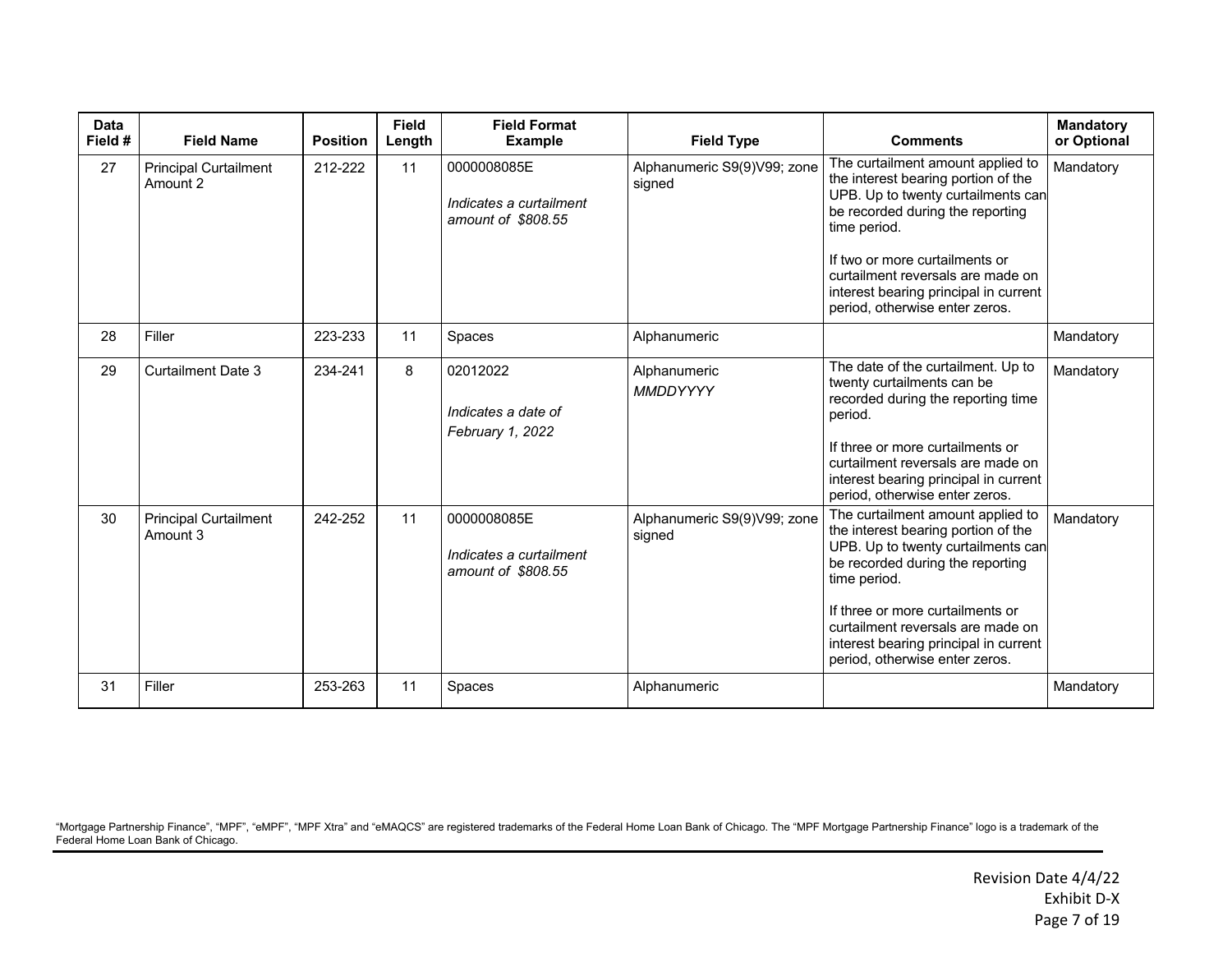| Data Field # | Field Name | Position | Field Length | Field Format Example | Field Type | Comments | Mandatory or Optional |
|---|---|---|---|---|---|---|---|
| 27 | Principal Curtailment Amount 2 | 212-222 | 11 | 0000008085E<br><br>*Indicates a curtailment amount of $808.55* | Alphanumeric S9(9)V99; zone signed | The curtailment amount applied to the interest bearing portion of the UPB. Up to twenty curtailments can be recorded during the reporting time period.<br><br>If two or more curtailments or curtailment reversals are made on interest bearing principal in current period, otherwise enter zeros. | Mandatory |
| 28 | Filler | 223-233 | 11 | Spaces | Alphanumeric | | Mandatory |
| 29 | Curtailment Date 3 | 234-241 | 8 | 02012022<br><br>*Indicates a date of February 1, 2022* | Alphanumeric<br>*MMDDYYYY* | The date of the curtailment. Up to twenty curtailments can be recorded during the reporting time period.<br><br>If three or more curtailments or curtailment reversals are made on interest bearing principal in current period, otherwise enter zeros. | Mandatory |
| 30 | Principal Curtailment Amount 3 | 242-252 | 11 | 0000008085E<br><br>*Indicates a curtailment amount of $808.55* | Alphanumeric S9(9)V99; zone signed | The curtailment amount applied to the interest bearing portion of the UPB. Up to twenty curtailments can be recorded during the reporting time period.<br><br>If three or more curtailments or curtailment reversals are made on interest bearing principal in current period, otherwise enter zeros. | Mandatory |
| 31 | Filler | 253-263 | 11 | Spaces | Alphanumeric | | Mandatory |

"Mortgage Partnership Finance", "MPF", "eMPF", "MPF Xtra" and "eMAQCS" are registered trademarks of the Federal Home Loan Bank of Chicago. The "MPF Mortgage Partnership Finance" logo is a trademark of the Federal Home Loan Bank of Chicago.

Revision Date 4/4/22
Exhibit D-X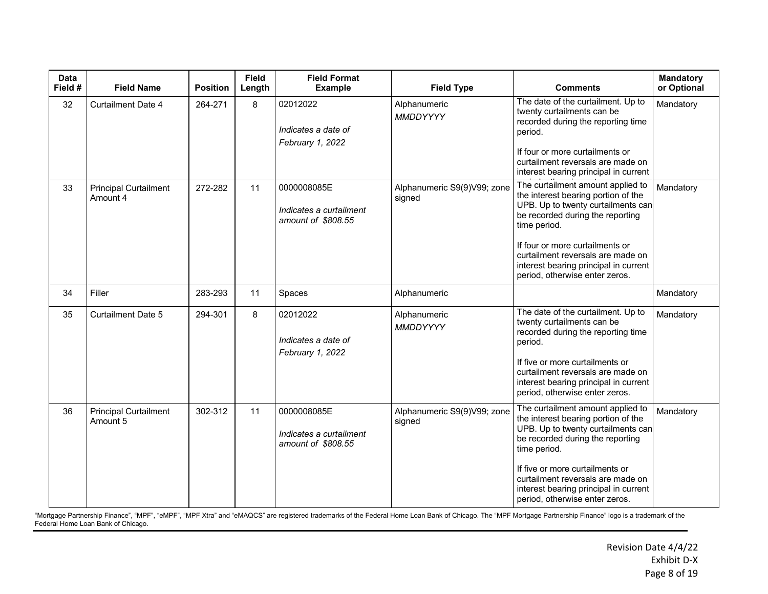| Data Field # | Field Name | Position | Field Length | Field Format Example | Field Type | Comments | Mandatory or Optional |
|---|---|---|---|---|---|---|---|
| 32 | Curtailment Date 4 | 264-271 | 8 | 02012022<br><br>*Indicates a date of February 1, 2022* | Alphanumeric<br>*MMDDYYYY* | The date of the curtailment. Up to twenty curtailments can be recorded during the reporting time period.<br><br>If four or more curtailments or curtailment reversals are made on interest bearing principal in current | Mandatory |
| 33 | Principal Curtailment Amount 4 | 272-282 | 11 | 0000008085E<br><br>*Indicates a curtailment amount of $808.55* | Alphanumeric S9(9)V99; zone signed | The curtailment amount applied to the interest bearing portion of the UPB. Up to twenty curtailments can be recorded during the reporting time period.<br><br>If four or more curtailments or curtailment reversals are made on interest bearing principal in current period, otherwise enter zeros. | Mandatory |
| 34 | Filler | 283-293 | 11 | Spaces | Alphanumeric | | Mandatory |
| 35 | Curtailment Date 5 | 294-301 | 8 | 02012022<br><br>*Indicates a date of February 1, 2022* | Alphanumeric<br>*MMDDYYYY* | The date of the curtailment. Up to twenty curtailments can be recorded during the reporting time period.<br><br>If five or more curtailments or curtailment reversals are made on interest bearing principal in current period, otherwise enter zeros. | Mandatory |
| 36 | Principal Curtailment Amount 5 | 302-312 | 11 | 0000008085E<br><br>*Indicates a curtailment amount of $808.55* | Alphanumeric S9(9)V99; zone signed | The curtailment amount applied to the interest bearing portion of the UPB. Up to twenty curtailments can be recorded during the reporting time period.<br><br>If five or more curtailments or curtailment reversals are made on interest bearing principal in current period, otherwise enter zeros. | Mandatory |

"Mortgage Partnership Finance", "MPF", "eMPF", "MPF Xtra" and "eMAQCS" are registered trademarks of the Federal Home Loan Bank of Chicago. The "MPF Mortgage Partnership Finance" logo is a trademark of the Federal Home Loan Bank of Chicago.

Revision Date 4/4/22
Exhibit D-X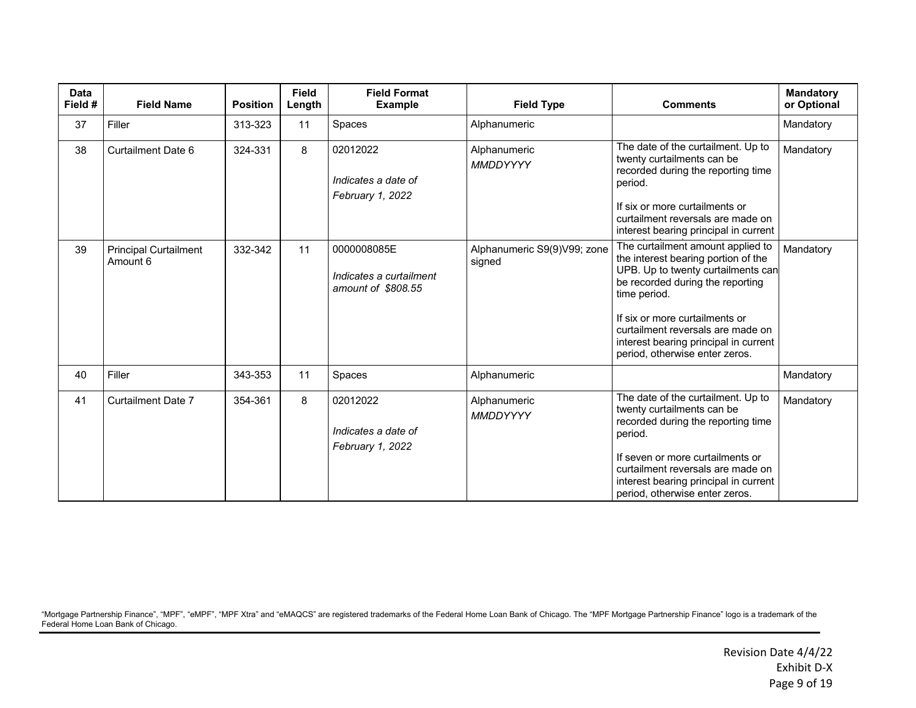| Data Field # | Field Name | Position | Field Length | Field Format Example | Field Type | Comments | Mandatory or Optional |
|---|---|---|---|---|---|---|---|
| 37 | Filler | 313-323 | 11 | Spaces | Alphanumeric | | Mandatory |
| 38 | Curtailment Date 6 | 324-331 | 8 | 02012022<br><br>*Indicates a date of February 1, 2022* | Alphanumeric<br>*MMDDYYYY* | The date of the curtailment. Up to twenty curtailments can be recorded during the reporting time period.<br><br>If six or more curtailments or curtailment reversals are made on interest bearing principal in current | Mandatory |
| 39 | Principal Curtailment Amount 6 | 332-342 | 11 | 0000008085E<br><br>*Indicates a curtailment amount of $808.55* | Alphanumeric S9(9)V99; zone signed | The curtailment amount applied to the interest bearing portion of the UPB. Up to twenty curtailments can be recorded during the reporting time period.<br><br>If six or more curtailments or curtailment reversals are made on interest bearing principal in current period, otherwise enter zeros. | Mandatory |
| 40 | Filler | 343-353 | 11 | Spaces | Alphanumeric | | Mandatory |
| 41 | Curtailment Date 7 | 354-361 | 8 | 02012022<br><br>*Indicates a date of February 1, 2022* | Alphanumeric<br>*MMDDYYYY* | The date of the curtailment. Up to twenty curtailments can be recorded during the reporting time period.<br><br>If seven or more curtailments or curtailment reversals are made on interest bearing principal in current period, otherwise enter zeros. | Mandatory |

"Mortgage Partnership Finance", "MPF", "eMPF", "MPF Xtra" and "eMAQCS" are registered trademarks of the Federal Home Loan Bank of Chicago. The "MPF Mortgage Partnership Finance" logo is a trademark of the Federal Home Loan Bank of Chicago.

Revision Date 4/4/22
Exhibit D-X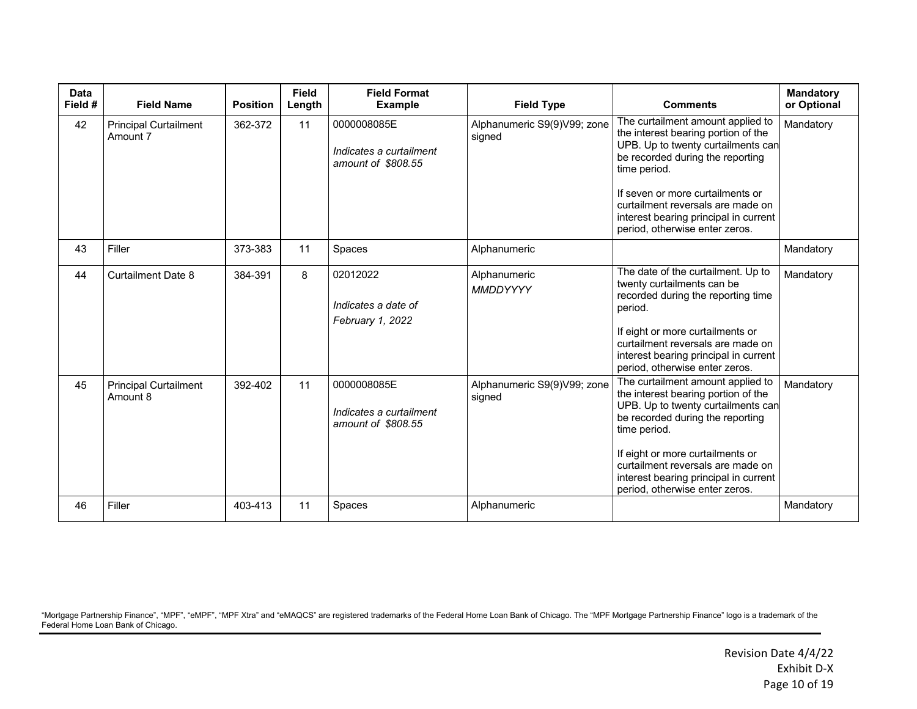| Data Field # | Field Name | Position | Field Length | Field Format Example | Field Type | Comments | Mandatory or Optional |
|---|---|---|---|---|---|---|---|
| 42 | Principal Curtailment Amount 7 | 362-372 | 11 | 0000008085E<br><br>*Indicates a curtailment amount of $808.55* | Alphanumeric S9(9)V99; zone signed | The curtailment amount applied to the interest bearing portion of the UPB. Up to twenty curtailments can be recorded during the reporting time period.<br><br>If seven or more curtailments or curtailment reversals are made on interest bearing principal in current period, otherwise enter zeros. | Mandatory |
| 43 | Filler | 373-383 | 11 | Spaces | Alphanumeric | | Mandatory |
| 44 | Curtailment Date 8 | 384-391 | 8 | 02012022<br><br>*Indicates a date of February 1, 2022* | Alphanumeric<br>*MMDDYYYY* | The date of the curtailment. Up to twenty curtailments can be recorded during the reporting time period.<br><br>If eight or more curtailments or curtailment reversals are made on interest bearing principal in current period, otherwise enter zeros. | Mandatory |
| 45 | Principal Curtailment Amount 8 | 392-402 | 11 | 0000008085E<br><br>*Indicates a curtailment amount of $808.55* | Alphanumeric S9(9)V99; zone signed | The curtailment amount applied to the interest bearing portion of the UPB. Up to twenty curtailments can be recorded during the reporting time period.<br><br>If eight or more curtailments or curtailment reversals are made on interest bearing principal in current period, otherwise enter zeros. | Mandatory |
| 46 | Filler | 403-413 | 11 | Spaces | Alphanumeric | | Mandatory |

"Mortgage Partnership Finance", "MPF", "eMPF", "MPF Xtra" and "eMAQCS" are registered trademarks of the Federal Home Loan Bank of Chicago. The "MPF Mortgage Partnership Finance" logo is a trademark of the Federal Home Loan Bank of Chicago.

Revision Date 4/4/22
Exhibit D-X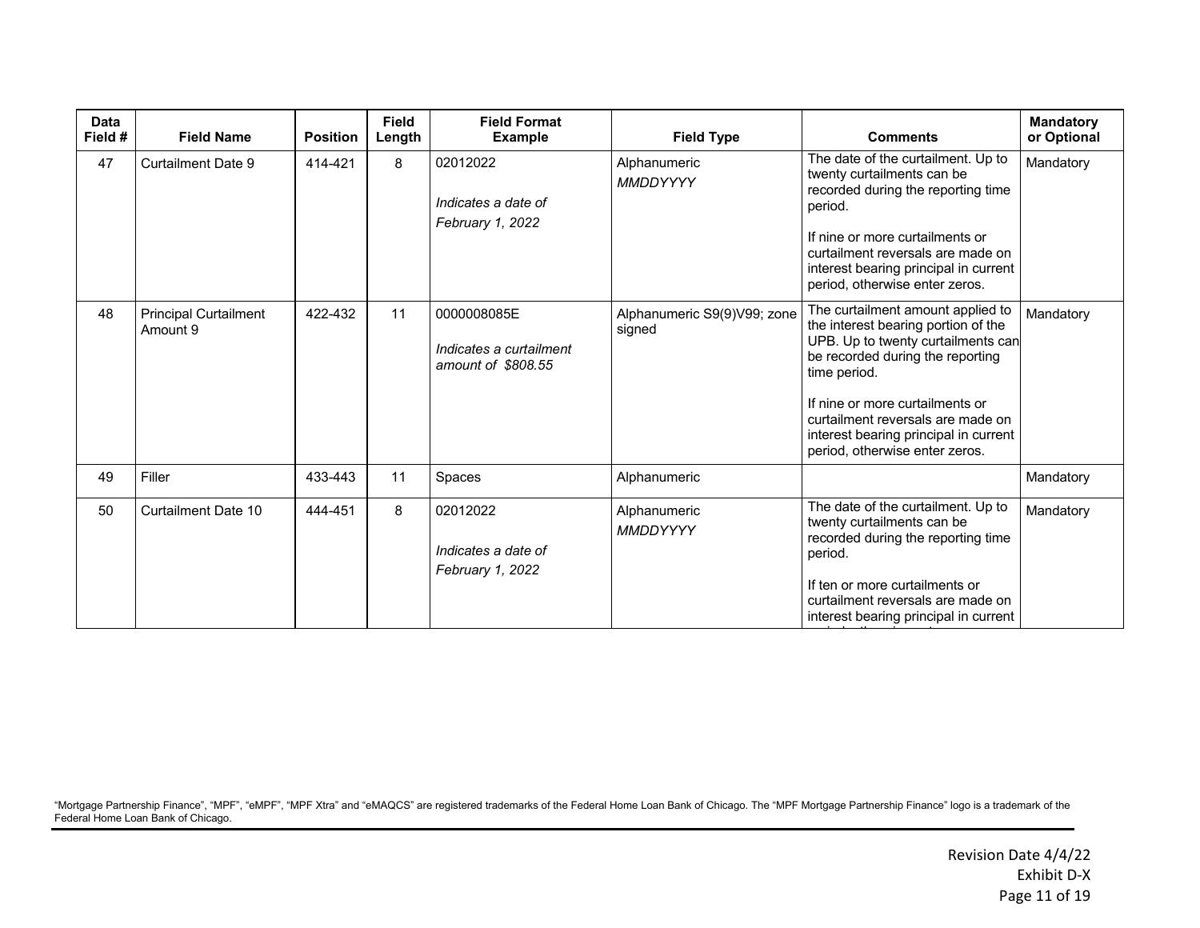| Data Field # | Field Name | Position | Field Length | Field Format Example | Field Type | Comments | Mandatory or Optional |
|---|---|---|---|---|---|---|---|
| 47 | Curtailment Date 9 | 414-421 | 8 | 02012022<br><br>*Indicates a date of February 1, 2022* | Alphanumeric<br>*MMDDYYYY* | The date of the curtailment. Up to twenty curtailments can be recorded during the reporting time period.<br><br>If nine or more curtailments or curtailment reversals are made on interest bearing principal in current period, otherwise enter zeros. | Mandatory |
| 48 | Principal Curtailment Amount 9 | 422-432 | 11 | 0000008085E<br><br>*Indicates a curtailment amount of $808.55* | Alphanumeric S9(9)V99; zone signed | The curtailment amount applied to the interest bearing portion of the UPB. Up to twenty curtailments can be recorded during the reporting time period.<br><br>If nine or more curtailments or curtailment reversals are made on interest bearing principal in current period, otherwise enter zeros. | Mandatory |
| 49 | Filler | 433-443 | 11 | Spaces | Alphanumeric | | Mandatory |
| 50 | Curtailment Date 10 | 444-451 | 8 | 02012022<br><br>*Indicates a date of February 1, 2022* | Alphanumeric<br>*MMDDYYYY* | The date of the curtailment. Up to twenty curtailments can be recorded during the reporting time period.<br><br>If ten or more curtailments or curtailment reversals are made on interest bearing principal in current | Mandatory |

"Mortgage Partnership Finance", "MPF", "eMPF", "MPF Xtra" and "eMAQCS" are registered trademarks of the Federal Home Loan Bank of Chicago. The "MPF Mortgage Partnership Finance" logo is a trademark of the Federal Home Loan Bank of Chicago.

Revision Date 4/4/22
Exhibit D-X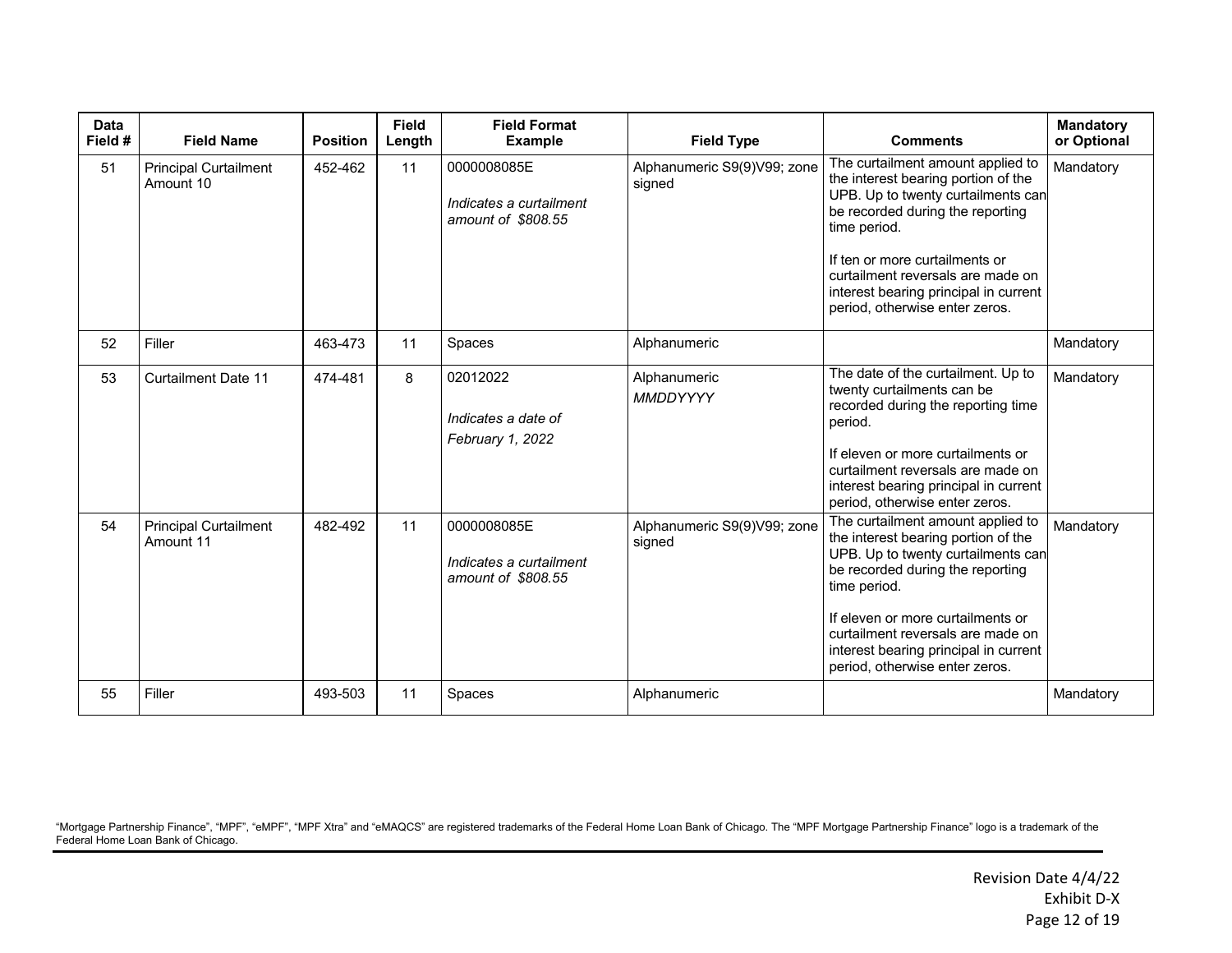| Data Field # | Field Name | Position | Field Length | Field Format Example | Field Type | Comments | Mandatory or Optional |
|---|---|---|---|---|---|---|---|
| 51 | Principal Curtailment Amount 10 | 452-462 | 11 | 0000008085E<br><br>*Indicates a curtailment amount of $808.55* | Alphanumeric S9(9)V99; zone signed | The curtailment amount applied to the interest bearing portion of the UPB. Up to twenty curtailments can be recorded during the reporting time period.<br><br>If ten or more curtailments or curtailment reversals are made on interest bearing principal in current period, otherwise enter zeros. | Mandatory |
| 52 | Filler | 463-473 | 11 | Spaces | Alphanumeric | | Mandatory |
| 53 | Curtailment Date 11 | 474-481 | 8 | 02012022<br><br>*Indicates a date of February 1, 2022* | Alphanumeric<br>*MMDDYYYY* | The date of the curtailment. Up to twenty curtailments can be recorded during the reporting time period.<br><br>If eleven or more curtailments or curtailment reversals are made on interest bearing principal in current period, otherwise enter zeros. | Mandatory |
| 54 | Principal Curtailment Amount 11 | 482-492 | 11 | 0000008085E<br><br>*Indicates a curtailment amount of $808.55* | Alphanumeric S9(9)V99; zone signed | The curtailment amount applied to the interest bearing portion of the UPB. Up to twenty curtailments can be recorded during the reporting time period.<br><br>If eleven or more curtailments or curtailment reversals are made on interest bearing principal in current period, otherwise enter zeros. | Mandatory |
| 55 | Filler | 493-503 | 11 | Spaces | Alphanumeric | | Mandatory |

"Mortgage Partnership Finance", "MPF", "eMPF", "MPF Xtra" and "eMAQCS" are registered trademarks of the Federal Home Loan Bank of Chicago. The "MPF Mortgage Partnership Finance" logo is a trademark of the Federal Home Loan Bank of Chicago.

Revision Date 4/4/22
Exhibit D-X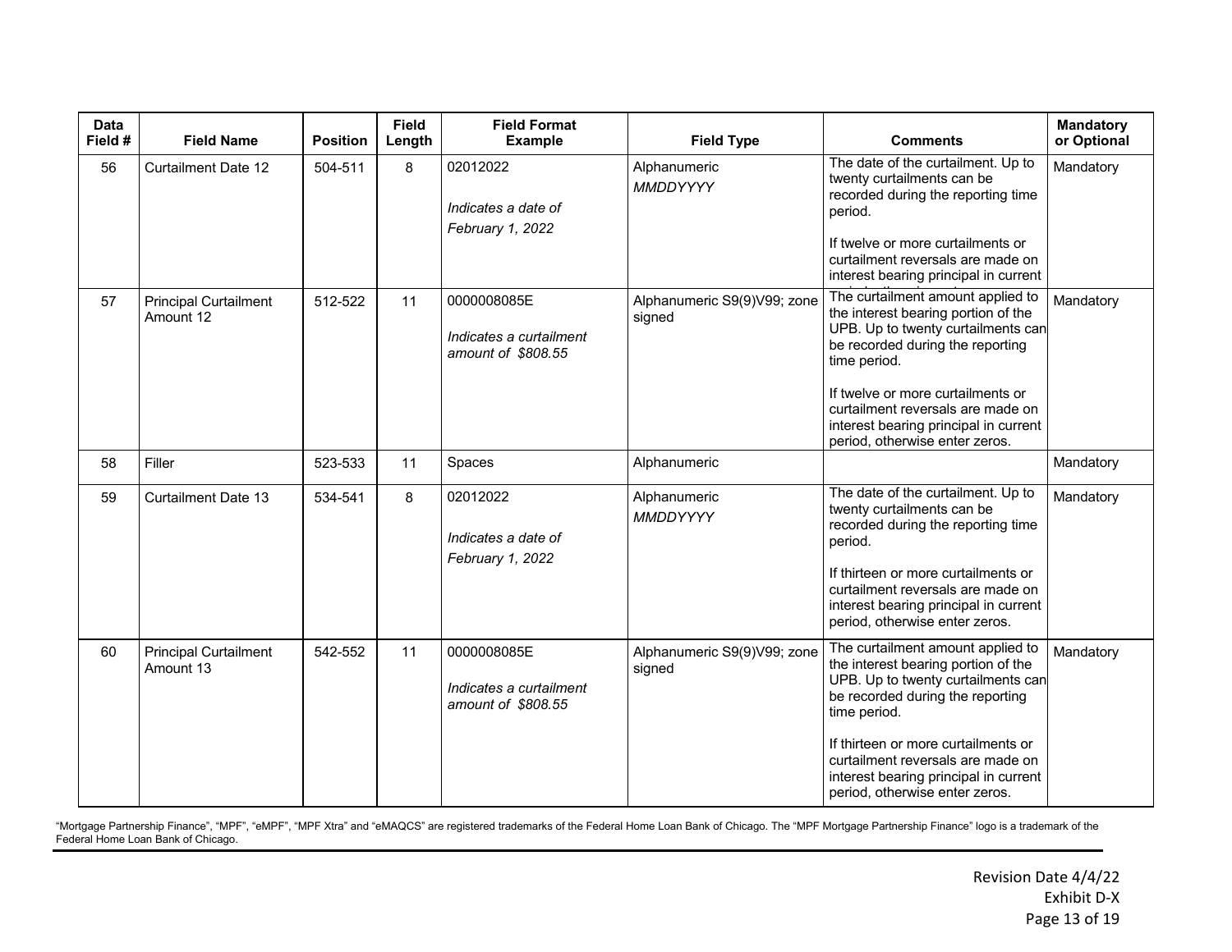| Data Field # | Field Name | Position | Field Length | Field Format Example | Field Type | Comments | Mandatory or Optional |
|---|---|---|---|---|---|---|---|
| 56 | Curtailment Date 12 | 504-511 | 8 | 02012022<br><br>*Indicates a date of February 1, 2022* | Alphanumeric<br>*MMDDYYYY* | The date of the curtailment. Up to twenty curtailments can be recorded during the reporting time period.<br><br>If twelve or more curtailments or curtailment reversals are made on interest bearing principal in current | Mandatory |
| 57 | Principal Curtailment Amount 12 | 512-522 | 11 | 0000008085E<br><br>*Indicates a curtailment amount of $808.55* | Alphanumeric S9(9)V99; zone signed | The curtailment amount applied to the interest bearing portion of the UPB. Up to twenty curtailments can be recorded during the reporting time period.<br><br>If twelve or more curtailments or curtailment reversals are made on interest bearing principal in current period, otherwise enter zeros. | Mandatory |
| 58 | Filler | 523-533 | 11 | Spaces | Alphanumeric | | Mandatory |
| 59 | Curtailment Date 13 | 534-541 | 8 | 02012022<br><br>*Indicates a date of February 1, 2022* | Alphanumeric<br>*MMDDYYYY* | The date of the curtailment. Up to twenty curtailments can be recorded during the reporting time period.<br><br>If thirteen or more curtailments or curtailment reversals are made on interest bearing principal in current period, otherwise enter zeros. | Mandatory |
| 60 | Principal Curtailment Amount 13 | 542-552 | 11 | 0000008085E<br><br>*Indicates a curtailment amount of $808.55* | Alphanumeric S9(9)V99; zone signed | The curtailment amount applied to the interest bearing portion of the UPB. Up to twenty curtailments can be recorded during the reporting time period.<br><br>If thirteen or more curtailments or curtailment reversals are made on interest bearing principal in current period, otherwise enter zeros. | Mandatory |

"Mortgage Partnership Finance", "MPF", "eMPF", "MPF Xtra" and "eMAQCS" are registered trademarks of the Federal Home Loan Bank of Chicago. The "MPF Mortgage Partnership Finance" logo is a trademark of the Federal Home Loan Bank of Chicago.

Revision Date 4/4/22
Exhibit D-X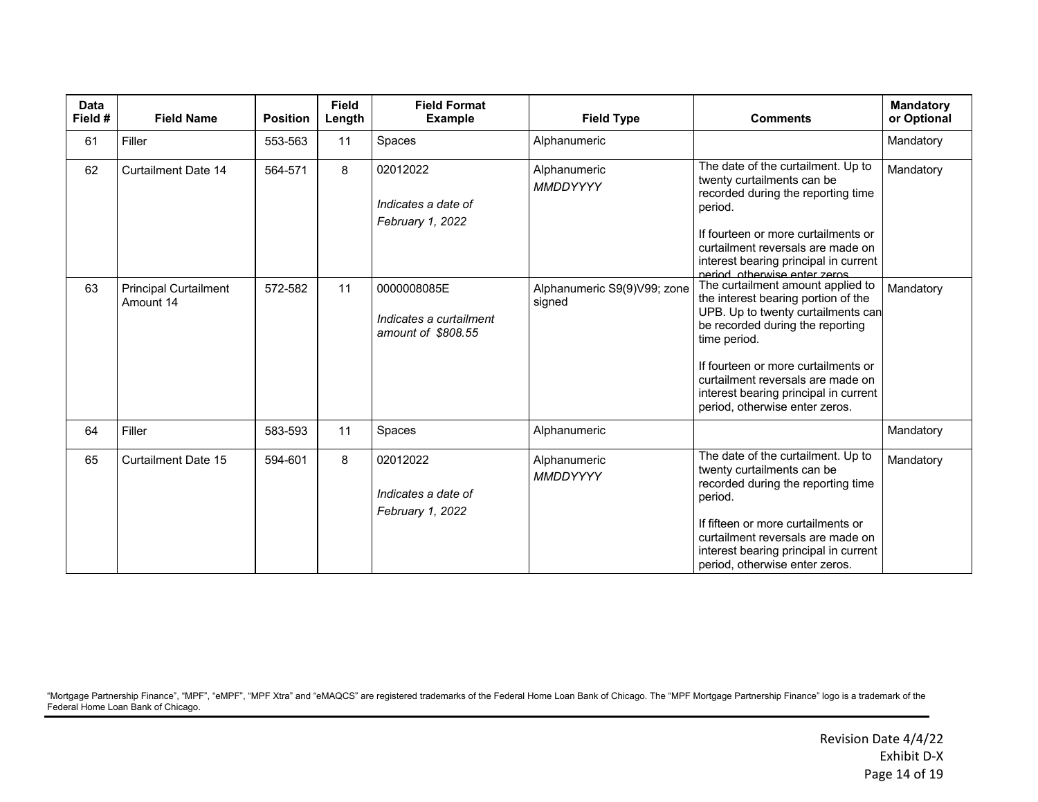| Data Field # | Field Name | Position | Field Length | Field Format Example | Field Type | Comments | Mandatory or Optional |
|---|---|---|---|---|---|---|---|
| 61 | Filler | 553-563 | 11 | Spaces | Alphanumeric | | Mandatory |
| 62 | Curtailment Date 14 | 564-571 | 8 | 02012022<br><br>*Indicates a date of February 1, 2022* | Alphanumeric<br>*MMDDYYYY* | The date of the curtailment. Up to twenty curtailments can be recorded during the reporting time period.<br><br>If fourteen or more curtailments or curtailment reversals are made on interest bearing principal in current period, otherwise enter zeros. | Mandatory |
| 63 | Principal Curtailment Amount 14 | 572-582 | 11 | 0000008085E<br><br>*Indicates a curtailment amount of $808.55* | Alphanumeric S9(9)V99; zone signed | The curtailment amount applied to the interest bearing portion of the UPB. Up to twenty curtailments can be recorded during the reporting time period.<br><br>If fourteen or more curtailments or curtailment reversals are made on interest bearing principal in current period, otherwise enter zeros. | Mandatory |
| 64 | Filler | 583-593 | 11 | Spaces | Alphanumeric | | Mandatory |
| 65 | Curtailment Date 15 | 594-601 | 8 | 02012022<br><br>*Indicates a date of February 1, 2022* | Alphanumeric<br>*MMDDYYYY* | The date of the curtailment. Up to twenty curtailments can be recorded during the reporting time period.<br><br>If fifteen or more curtailments or curtailment reversals are made on interest bearing principal in current period, otherwise enter zeros. | Mandatory |

"Mortgage Partnership Finance", "MPF", "eMPF", "MPF Xtra" and "eMAQCS" are registered trademarks of the Federal Home Loan Bank of Chicago. The "MPF Mortgage Partnership Finance" logo is a trademark of the Federal Home Loan Bank of Chicago.

Revision Date 4/4/22
Exhibit D-X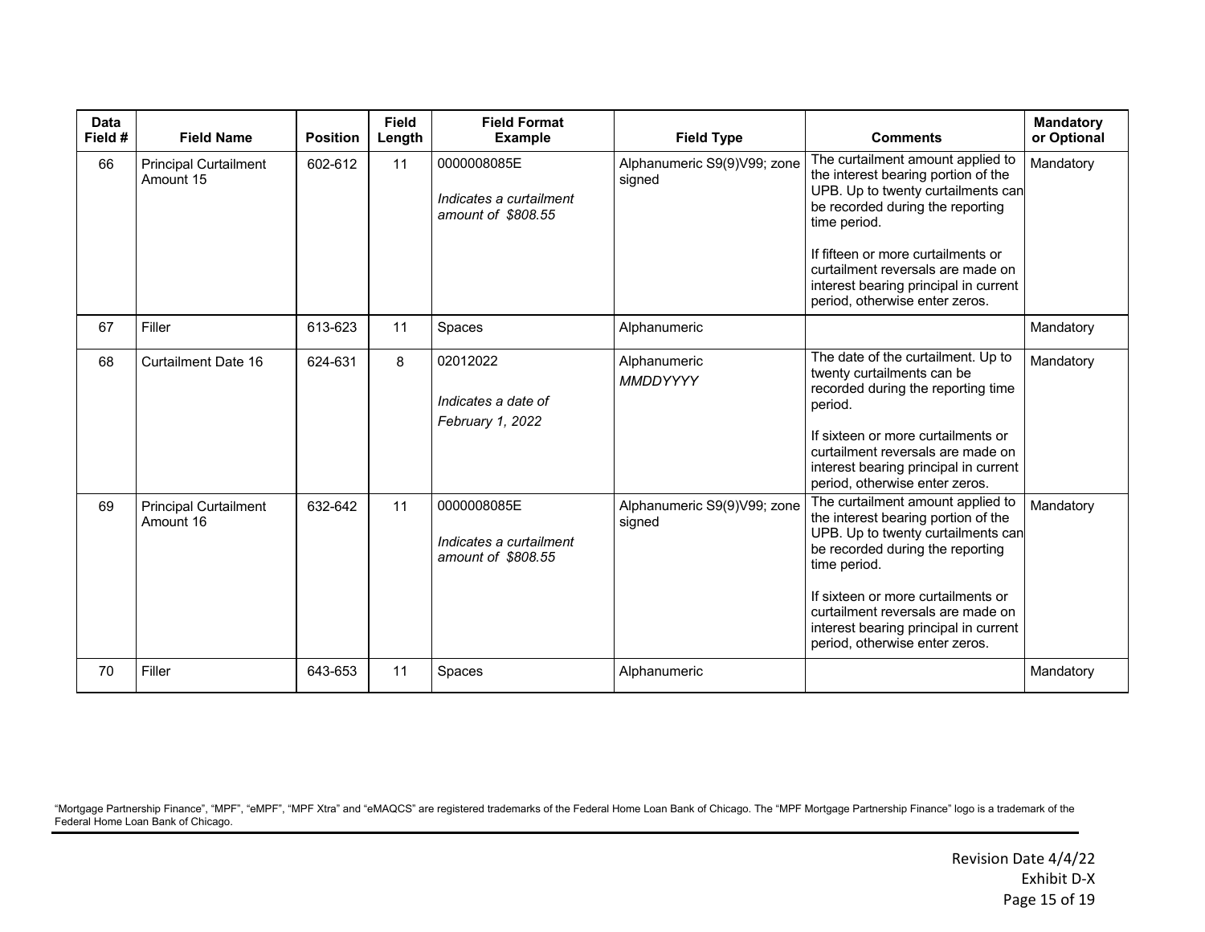| Data Field # | Field Name | Position | Field Length | Field Format Example | Field Type | Comments | Mandatory or Optional |
|---|---|---|---|---|---|---|---|
| 66 | Principal Curtailment Amount 15 | 602-612 | 11 | 0000008085E<br><br>*Indicates a curtailment amount of $808.55* | Alphanumeric S9(9)V99; zone signed | The curtailment amount applied to the interest bearing portion of the UPB. Up to twenty curtailments can be recorded during the reporting time period.<br><br>If fifteen or more curtailments or curtailment reversals are made on interest bearing principal in current period, otherwise enter zeros. | Mandatory |
| 67 | Filler | 613-623 | 11 | Spaces | Alphanumeric | | Mandatory |
| 68 | Curtailment Date 16 | 624-631 | 8 | 02012022<br><br>*Indicates a date of February 1, 2022* | Alphanumeric<br>*MMDDYYYY* | The date of the curtailment. Up to twenty curtailments can be recorded during the reporting time period.<br><br>If sixteen or more curtailments or curtailment reversals are made on interest bearing principal in current period, otherwise enter zeros. | Mandatory |
| 69 | Principal Curtailment Amount 16 | 632-642 | 11 | 0000008085E<br><br>*Indicates a curtailment amount of $808.55* | Alphanumeric S9(9)V99; zone signed | The curtailment amount applied to the interest bearing portion of the UPB. Up to twenty curtailments can be recorded during the reporting time period.<br><br>If sixteen or more curtailments or curtailment reversals are made on interest bearing principal in current period, otherwise enter zeros. | Mandatory |
| 70 | Filler | 643-653 | 11 | Spaces | Alphanumeric | | Mandatory |

"Mortgage Partnership Finance", "MPF", "eMPF", "MPF Xtra" and "eMAQCS" are registered trademarks of the Federal Home Loan Bank of Chicago. The "MPF Mortgage Partnership Finance" logo is a trademark of the Federal Home Loan Bank of Chicago.

Revision Date 4/4/22
Exhibit D-X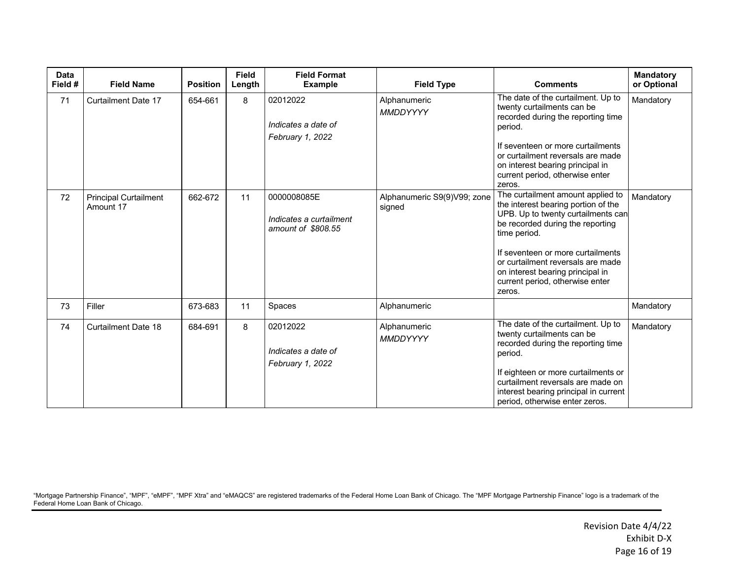| Data Field # | Field Name | Position | Field Length | Field Format Example | Field Type | Comments | Mandatory or Optional |
|---|---|---|---|---|---|---|---|
| 71 | Curtailment Date 17 | 654-661 | 8 | 02012022<br><br>*Indicates a date of February 1, 2022* | Alphanumeric<br>*MMDDYYYY* | The date of the curtailment. Up to twenty curtailments can be recorded during the reporting time period.<br><br>If seventeen or more curtailments or curtailment reversals are made on interest bearing principal in current period, otherwise enter zeros. | Mandatory |
| 72 | Principal Curtailment Amount 17 | 662-672 | 11 | 0000008085E<br><br>*Indicates a curtailment amount of $808.55* | Alphanumeric S9(9)V99; zone signed | The curtailment amount applied to the interest bearing portion of the UPB. Up to twenty curtailments can be recorded during the reporting time period.<br><br>If seventeen or more curtailments or curtailment reversals are made on interest bearing principal in current period, otherwise enter zeros. | Mandatory |
| 73 | Filler | 673-683 | 11 | Spaces | Alphanumeric | | Mandatory |
| 74 | Curtailment Date 18 | 684-691 | 8 | 02012022<br><br>*Indicates a date of February 1, 2022* | Alphanumeric<br>*MMDDYYYY* | The date of the curtailment. Up to twenty curtailments can be recorded during the reporting time period.<br><br>If eighteen or more curtailments or curtailment reversals are made on interest bearing principal in current period, otherwise enter zeros. | Mandatory |

"Mortgage Partnership Finance", "MPF", "eMPF", "MPF Xtra" and "eMAQCS" are registered trademarks of the Federal Home Loan Bank of Chicago. The "MPF Mortgage Partnership Finance" logo is a trademark of the Federal Home Loan Bank of Chicago.

Revision Date 4/4/22
Exhibit D-X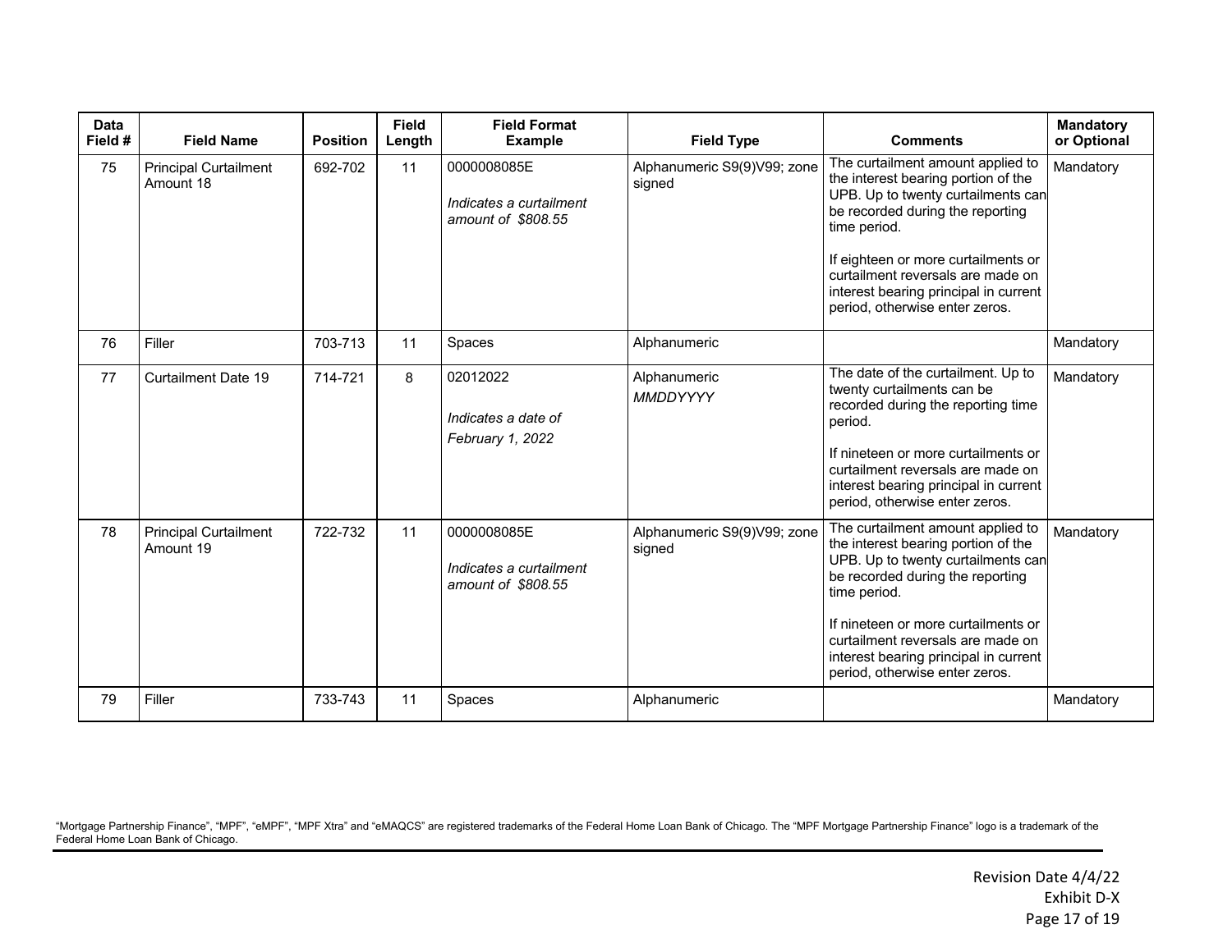| Data Field # | Field Name | Position | Field Length | Field Format Example | Field Type | Comments | Mandatory or Optional |
|---|---|---|---|---|---|---|---|
| 75 | Principal Curtailment Amount 18 | 692-702 | 11 | 0000008085E<br><br>*Indicates a curtailment amount of $808.55* | Alphanumeric S9(9)V99; zone signed | The curtailment amount applied to the interest bearing portion of the UPB. Up to twenty curtailments can be recorded during the reporting time period.<br><br>If eighteen or more curtailments or curtailment reversals are made on interest bearing principal in current period, otherwise enter zeros. | Mandatory |
| 76 | Filler | 703-713 | 11 | Spaces | Alphanumeric | | Mandatory |
| 77 | Curtailment Date 19 | 714-721 | 8 | 02012022<br><br>*Indicates a date of February 1, 2022* | Alphanumeric *MMDDYYYY* | The date of the curtailment. Up to twenty curtailments can be recorded during the reporting time period.<br><br>If nineteen or more curtailments or curtailment reversals are made on interest bearing principal in current period, otherwise enter zeros. | Mandatory |
| 78 | Principal Curtailment Amount 19 | 722-732 | 11 | 0000008085E<br><br>*Indicates a curtailment amount of $808.55* | Alphanumeric S9(9)V99; zone signed | The curtailment amount applied to the interest bearing portion of the UPB. Up to twenty curtailments can be recorded during the reporting time period.<br><br>If nineteen or more curtailments or curtailment reversals are made on interest bearing principal in current period, otherwise enter zeros. | Mandatory |
| 79 | Filler | 733-743 | 11 | Spaces | Alphanumeric | | Mandatory |

"Mortgage Partnership Finance", "MPF", "eMPF", "MPF Xtra" and "eMAQCS" are registered trademarks of the Federal Home Loan Bank of Chicago. The "MPF Mortgage Partnership Finance" logo is a trademark of the Federal Home Loan Bank of Chicago.

Revision Date 4/4/22
Exhibit D-X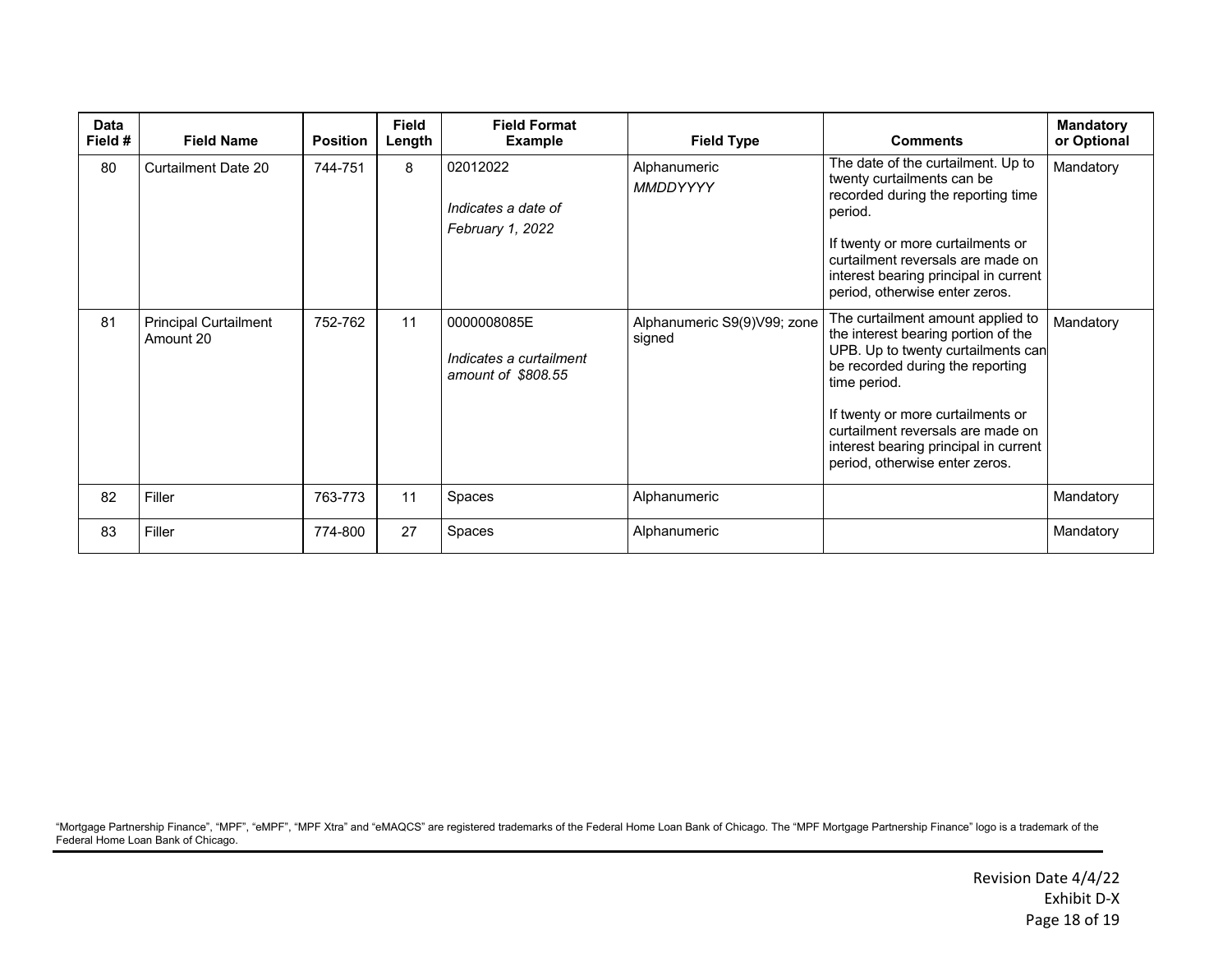| Data Field # | Field Name | Position | Field Length | Field Format Example | Field Type | Comments | Mandatory or Optional |
|---|---|---|---|---|---|---|---|
| 80 | Curtailment Date 20 | 744-751 | 8 | 02012022<br><br>*Indicates a date of February 1, 2022* | Alphanumeric<br>*MMDDYYYY* | The date of the curtailment. Up to twenty curtailments can be recorded during the reporting time period.<br><br>If twenty or more curtailments or curtailment reversals are made on interest bearing principal in current period, otherwise enter zeros. | Mandatory |
| 81 | Principal Curtailment Amount 20 | 752-762 | 11 | 0000008085E<br><br>*Indicates a curtailment amount of $808.55* | Alphanumeric S9(9)V99; zone signed | The curtailment amount applied to the interest bearing portion of the UPB. Up to twenty curtailments can be recorded during the reporting time period.<br><br>If twenty or more curtailments or curtailment reversals are made on interest bearing principal in current period, otherwise enter zeros. | Mandatory |
| 82 | Filler | 763-773 | 11 | Spaces | Alphanumeric | | Mandatory |
| 83 | Filler | 774-800 | 27 | Spaces | Alphanumeric | | Mandatory |

"Mortgage Partnership Finance", "MPF", "eMPF", "MPF Xtra" and "eMAQCS" are registered trademarks of the Federal Home Loan Bank of Chicago. The "MPF Mortgage Partnership Finance" logo is a trademark of the Federal Home Loan Bank of Chicago.

Revision Date 4/4/22
Exhibit D-X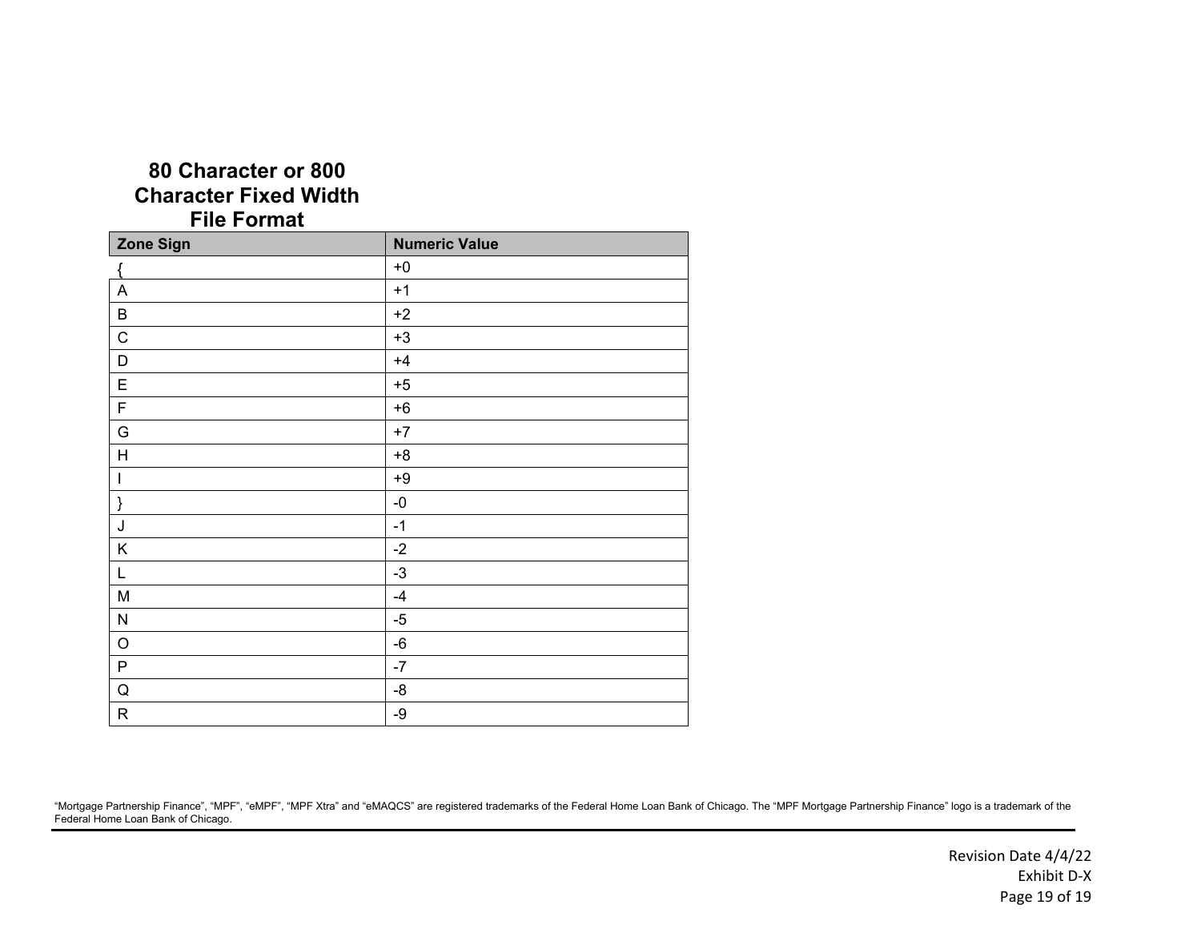## 80 Character or 800 Character Fixed Width File Format

| Zone Sign | Numeric Value |
| --- | --- |
| { | +0 |
| A | +1 |
| B | +2 |
| C | +3 |
| D | +4 |
| E | +5 |
| F | +6 |
| G | +7 |
| H | +8 |
| I | +9 |
| } | -0 |
| J | -1 |
| K | -2 |
| L | -3 |
| M | -4 |
| N | -5 |
| O | -6 |
| P | -7 |
| Q | -8 |
| R | -9 |

"Mortgage Partnership Finance", "MPF", "eMPF", "MPF Xtra" and "eMAQCS" are registered trademarks of the Federal Home Loan Bank of Chicago. The "MPF Mortgage Partnership Finance" logo is a trademark of the Federal Home Loan Bank of Chicago.

Revision Date 4/4/22
Exhibit D-X